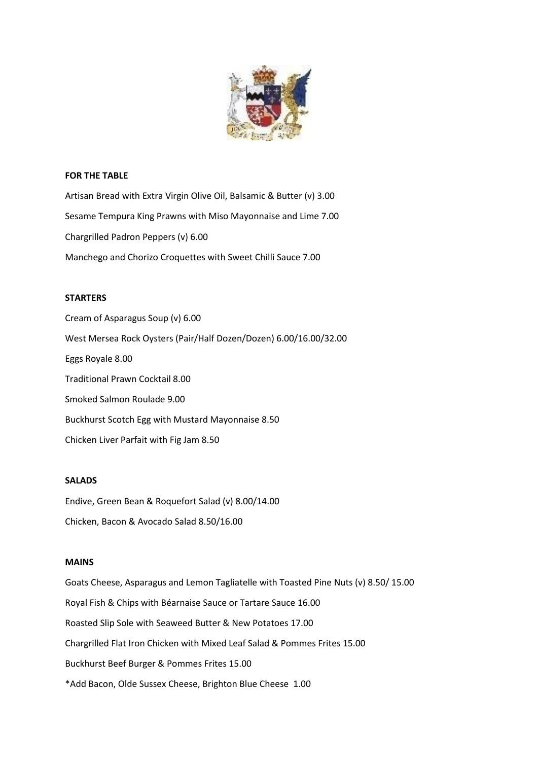## FOR THE TABLE

Artisan Bread with Extra Virgin Olive Oil, Balsamic & Butter (v) 3.00

Sesame Tempura King Prawns with Miso Mayonnaise and Lime 7.00

Chargrilled Padron Peppers (v) 6.00

Manchego and Chorizo Croquettes with Sweet Chilli Sauce 7.00

## STARTERS

Cream of Asparagus Soup (v) 6.00

West Mersea Rock Oysters (Pair/Half Dozen/Dozen) 6.00/16.00/32.00

Eggs Royale 8.00

Traditional Prawn Cocktail 8.00

Smoked Salmon Roulade 9.00

Buckhurst Scotch Egg with Mustard Mayonnaise 8.50

Chicken Liver Parfait with Fig Jam 8.50

## SALADS

Endive, Green Bean & Roquefort Salad (v) 8.00/14.00

Chicken, Bacon & Avocado Salad 8.50/16.00

## MAINS

Goats Cheese, Asparagus and Lemon Tagliatelle with Toasted Pine Nuts (v) 8.50/ 15.00

Royal Fish & Chips with Béarnaise Sauce or Tartare Sauce 16.00

Roasted Slip Sole with Seaweed Butter & New Potatoes 17.00

Chargrilled Flat Iron Chicken with Mixed Leaf Salad & Pommes Frites 15.00

Buckhurst Beef Burger & Pommes Frites 15.00

*Add Bacon, Olde Sussex Cheese, Brighton Blue Cheese 1.00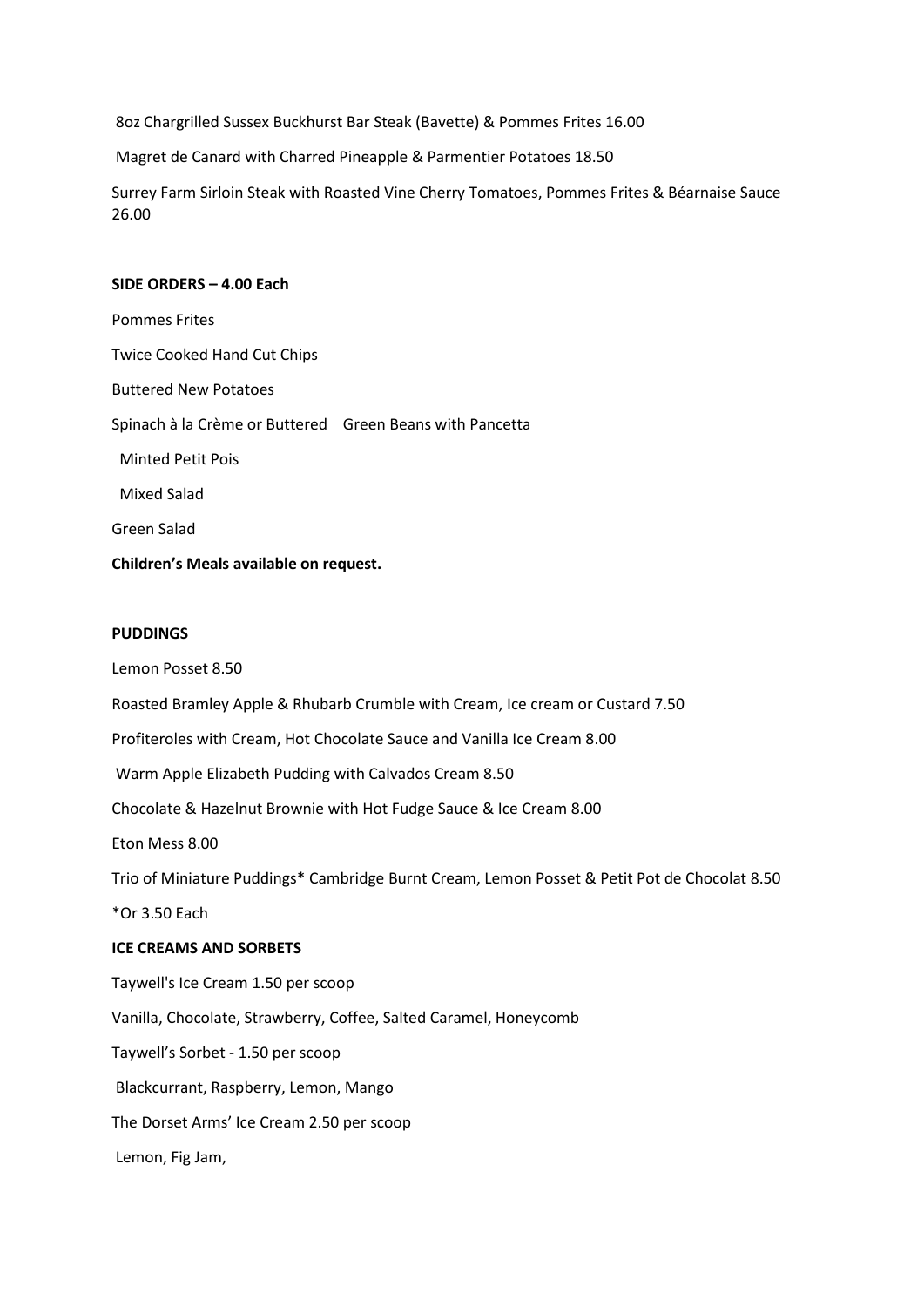8oz Chargrilled Sussex Buckhurst Bar Steak (Bavette) & Pommes Frites 16.00

Magret de Canard with Charred Pineapple & Parmentier Potatoes 18.50

Surrey Farm Sirloin Steak with Roasted Vine Cherry Tomatoes, Pommes Frites & Béarnaise Sauce 26.00

**SIDE ORDERS – 4.00 Each**

Pommes Frites

Twice Cooked Hand Cut Chips

Buttered New Potatoes

Spinach à la Crème or Buttered Green Beans with Pancetta

Minted Petit Pois

Mixed Salad

Green Salad

**Children's Meals available on request.**

**PUDDINGS**

Lemon Posset 8.50

Roasted Bramley Apple & Rhubarb Crumble with Cream, Ice cream or Custard 7.50

Profiteroles with Cream, Hot Chocolate Sauce and Vanilla Ice Cream 8.00

Warm Apple Elizabeth Pudding with Calvados Cream 8.50

Chocolate & Hazelnut Brownie with Hot Fudge Sauce & Ice Cream 8.00

Eton Mess 8.00

Trio of Miniature Puddings* Cambridge Burnt Cream, Lemon Posset & Petit Pot de Chocolat 8.50

*Or 3.50 Each

**ICE CREAMS AND SORBETS**

Taywell's Ice Cream 1.50 per scoop

Vanilla, Chocolate, Strawberry, Coffee, Salted Caramel, Honeycomb

Taywell's Sorbet - 1.50 per scoop

Blackcurrant, Raspberry, Lemon, Mango

The Dorset Arms' Ice Cream 2.50 per scoop

Lemon, Fig Jam,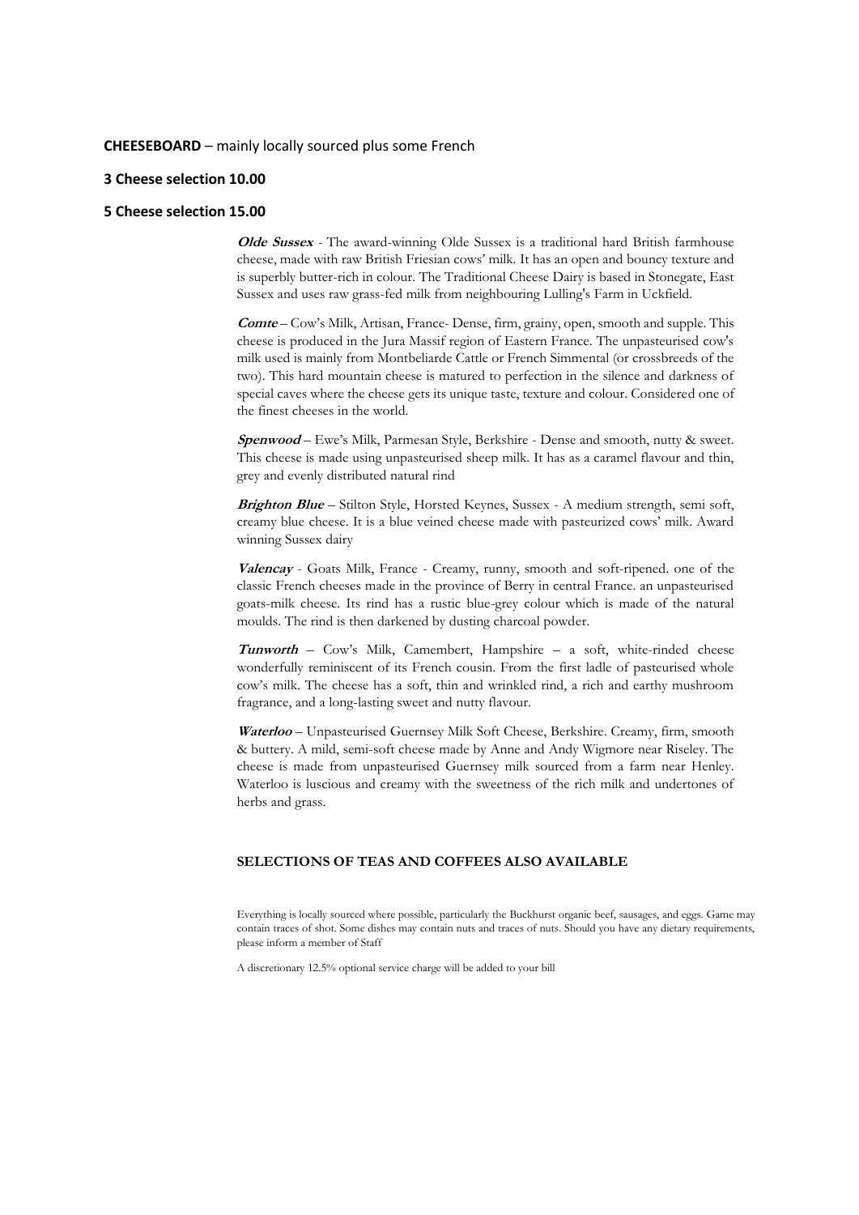**CHEESEBOARD** – mainly locally sourced plus some French

**3 Cheese selection 10.00**

**5 Cheese selection 15.00**

***Olde Sussex*** - The award-winning Olde Sussex is a traditional hard British farmhouse cheese, made with raw British Friesian cows' milk. It has an open and bouncy texture and is superbly butter-rich in colour. The Traditional Cheese Dairy is based in Stonegate, East Sussex and uses raw grass-fed milk from neighbouring Lulling's Farm in Uckfield.

***Comte*** – Cow's Milk, Artisan, France- Dense, firm, grainy, open, smooth and supple. This cheese is produced in the Jura Massif region of Eastern France. The unpasteurised cow's milk used is mainly from Montbeliarde Cattle or French Simmental (or crossbreeds of the two). This hard mountain cheese is matured to perfection in the silence and darkness of special caves where the cheese gets its unique taste, texture and colour. Considered one of the finest cheeses in the world.

***Spenwood*** – Ewe's Milk, Parmesan Style, Berkshire - Dense and smooth, nutty & sweet. This cheese is made using unpasteurised sheep milk. It has as a caramel flavour and thin, grey and evenly distributed natural rind

***Brighton Blue*** – Stilton Style, Horsted Keynes, Sussex - A medium strength, semi soft, creamy blue cheese. It is a blue veined cheese made with pasteurized cows' milk. Award winning Sussex dairy

***Valencay*** - Goats Milk, France - Creamy, runny, smooth and soft-ripened. one of the classic French cheeses made in the province of Berry in central France. an unpasteurised goats-milk cheese. Its rind has a rustic blue-grey colour which is made of the natural moulds. The rind is then darkened by dusting charcoal powder.

***Tunworth*** – Cow's Milk, Camembert, Hampshire – a soft, white-rinded cheese wonderfully reminiscent of its French cousin. From the first ladle of pasteurised whole cow's milk. The cheese has a soft, thin and wrinkled rind, a rich and earthy mushroom fragrance, and a long-lasting sweet and nutty flavour.

***Waterloo*** – Unpasteurised Guernsey Milk Soft Cheese, Berkshire. Creamy, firm, smooth & buttery. A mild, semi-soft cheese made by Anne and Andy Wigmore near Riseley. The cheese is made from unpasteurised Guernsey milk sourced from a farm near Henley. Waterloo is luscious and creamy with the sweetness of the rich milk and undertones of herbs and grass.

**SELECTIONS OF TEAS AND COFFEES ALSO AVAILABLE**

Everything is locally sourced where possible, particularly the Buckhurst organic beef, sausages, and eggs. Game may contain traces of shot. Some dishes may contain nuts and traces of nuts. Should you have any dietary requirements, please inform a member of Staff

A discretionary 12.5% optional service charge will be added to your bill